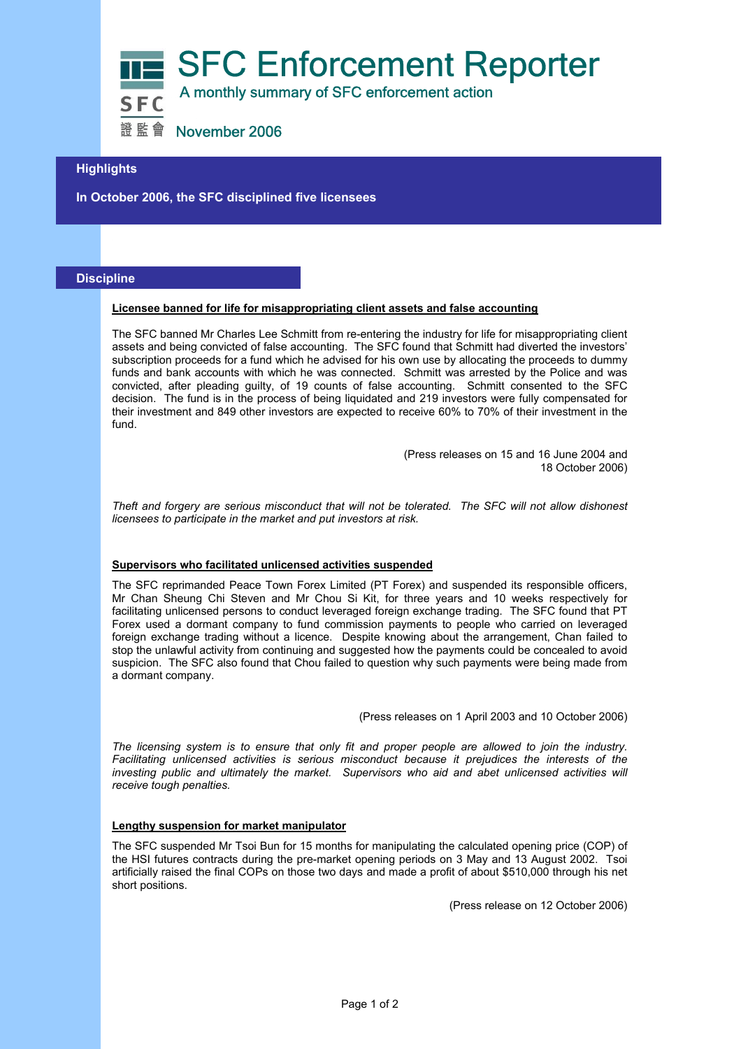# SFC Enforcement Reporter

A monthly summary of SFC enforcement action

SFC 證監會

November 2006

## Highlights

**In October 2006, the SFC disciplined five licensees**

## Discipline

### Licensee banned for life for misappropriating client assets and false accounting

The SFC banned Mr Charles Lee Schmitt from re-entering the industry for life for misappropriating client assets and being convicted of false accounting. The SFC found that Schmitt had diverted the investors' subscription proceeds for a fund which he advised for his own use by allocating the proceeds to dummy funds and bank accounts with which he was connected. Schmitt was arrested by the Police and was convicted, after pleading guilty, of 19 counts of false accounting. Schmitt consented to the SFC decision. The fund is in the process of being liquidated and 219 investors were fully compensated for their investment and 849 other investors are expected to receive 60% to 70% of their investment in the fund.

(Press releases on 15 and 16 June 2004 and 18 October 2006)

*Theft and forgery are serious misconduct that will not be tolerated. The SFC will not allow dishonest licensees to participate in the market and put investors at risk.*

### Supervisors who facilitated unlicensed activities suspended

The SFC reprimanded Peace Town Forex Limited (PT Forex) and suspended its responsible officers, Mr Chan Sheung Chi Steven and Mr Chou Si Kit, for three years and 10 weeks respectively for facilitating unlicensed persons to conduct leveraged foreign exchange trading. The SFC found that PT Forex used a dormant company to fund commission payments to people who carried on leveraged foreign exchange trading without a licence. Despite knowing about the arrangement, Chan failed to stop the unlawful activity from continuing and suggested how the payments could be concealed to avoid suspicion. The SFC also found that Chou failed to question why such payments were being made from a dormant company.

(Press releases on 1 April 2003 and 10 October 2006)

*The licensing system is to ensure that only fit and proper people are allowed to join the industry. Facilitating unlicensed activities is serious misconduct because it prejudices the interests of the investing public and ultimately the market. Supervisors who aid and abet unlicensed activities will receive tough penalties.*

### Lengthy suspension for market manipulator

The SFC suspended Mr Tsoi Bun for 15 months for manipulating the calculated opening price (COP) of the HSI futures contracts during the pre-market opening periods on 3 May and 13 August 2002. Tsoi artificially raised the final COPs on those two days and made a profit of about $510,000 through his net short positions.

(Press release on 12 October 2006)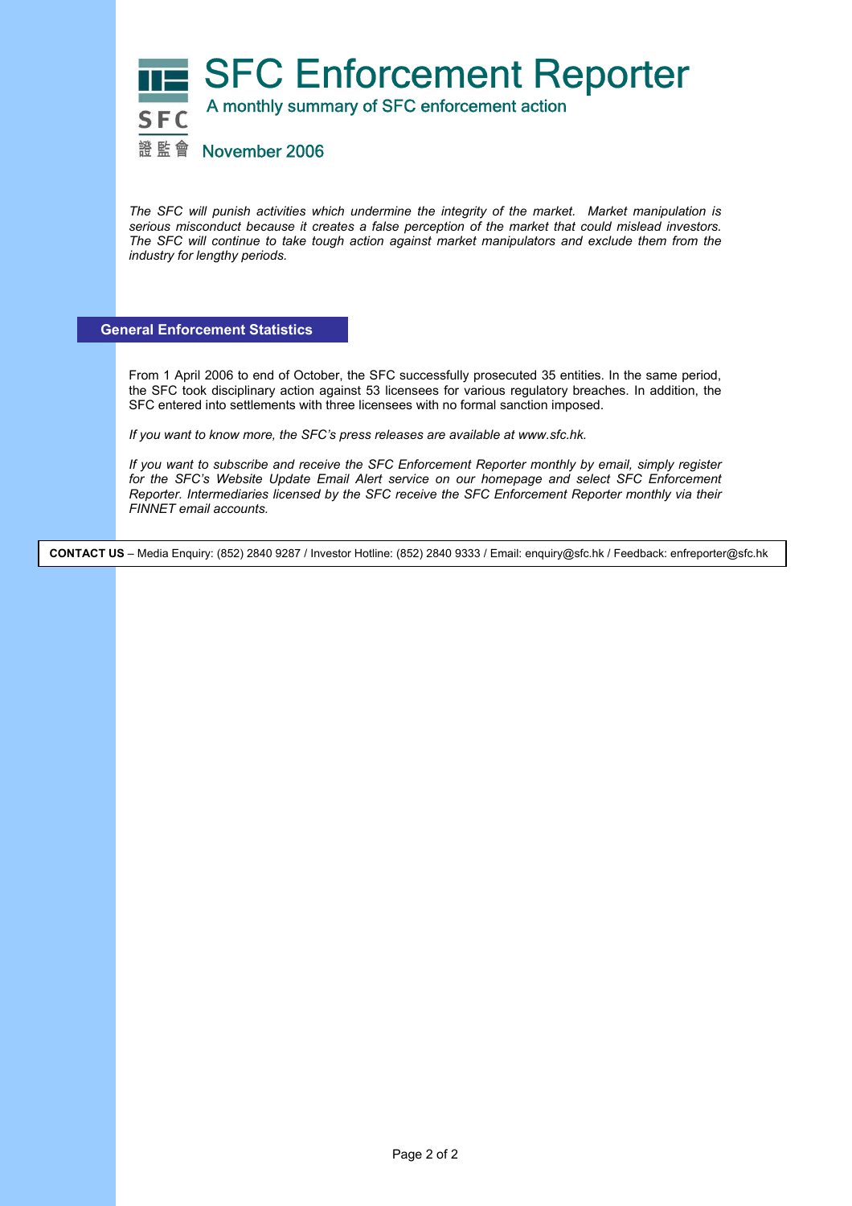# SFC Enforcement Reporter

A monthly summary of SFC enforcement action

November 2006

*The SFC will punish activities which undermine the integrity of the market. Market manipulation is serious misconduct because it creates a false perception of the market that could mislead investors. The SFC will continue to take tough action against market manipulators and exclude them from the industry for lengthy periods.*

## General Enforcement Statistics

From 1 April 2006 to end of October, the SFC successfully prosecuted 35 entities. In the same period, the SFC took disciplinary action against 53 licensees for various regulatory breaches. In addition, the SFC entered into settlements with three licensees with no formal sanction imposed.

*If you want to know more, the SFC's press releases are available at www.sfc.hk.*

*If you want to subscribe and receive the SFC Enforcement Reporter monthly by email, simply register for the SFC's Website Update Email Alert service on our homepage and select SFC Enforcement Reporter. Intermediaries licensed by the SFC receive the SFC Enforcement Reporter monthly via their FINNET email accounts.*

**CONTACT US** – Media Enquiry: (852) 2840 9287 / Investor Hotline: (852) 2840 9333 / Email: enquiry@sfc.hk / Feedback: enfreporter@sfc.hk